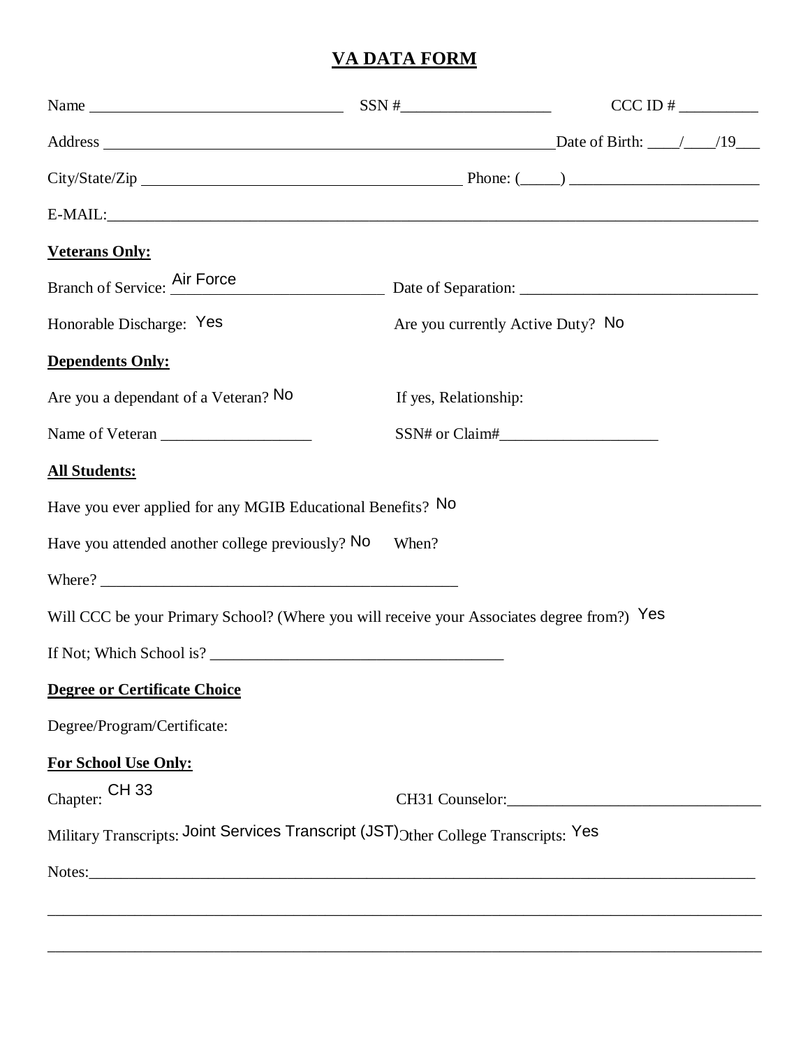# VA DATA FORM

Name ________________________________ SSN #___________________ CCC ID # __________

Address ____________________________________________________________ Date of Birth: ____/____/19___

City/State/Zip ________________________________________ Phone: (_____) _______________________

E-MAIL:_________________________________________________________________________________

**Veterans Only:**

Branch of Service: Air Force Date of Separation: ______________________________

Honorable Discharge: Yes Are you currently Active Duty? No

**Dependents Only:**

Are you a dependant of a Veteran? No If yes, Relationship:

Name of Veteran ___________________ SSN# or Claim#____________________

**All Students:**

Have you ever applied for any MGIB Educational Benefits? No

Have you attended another college previously? No When?

Where? ______________________________________________

Will CCC be your Primary School? (Where you will receive your Associates degree from?) Yes

If Not; Which School is? _____________________________________

**Degree or Certificate Choice**

Degree/Program/Certificate:

**For School Use Only:**

Chapter: CH 33 CH31 Counselor:________________________________

Military Transcripts: Joint Services Transcript (JST) Other College Transcripts: Yes

Notes:__________________________________________________________________________________

________________________________________________________________________________________

________________________________________________________________________________________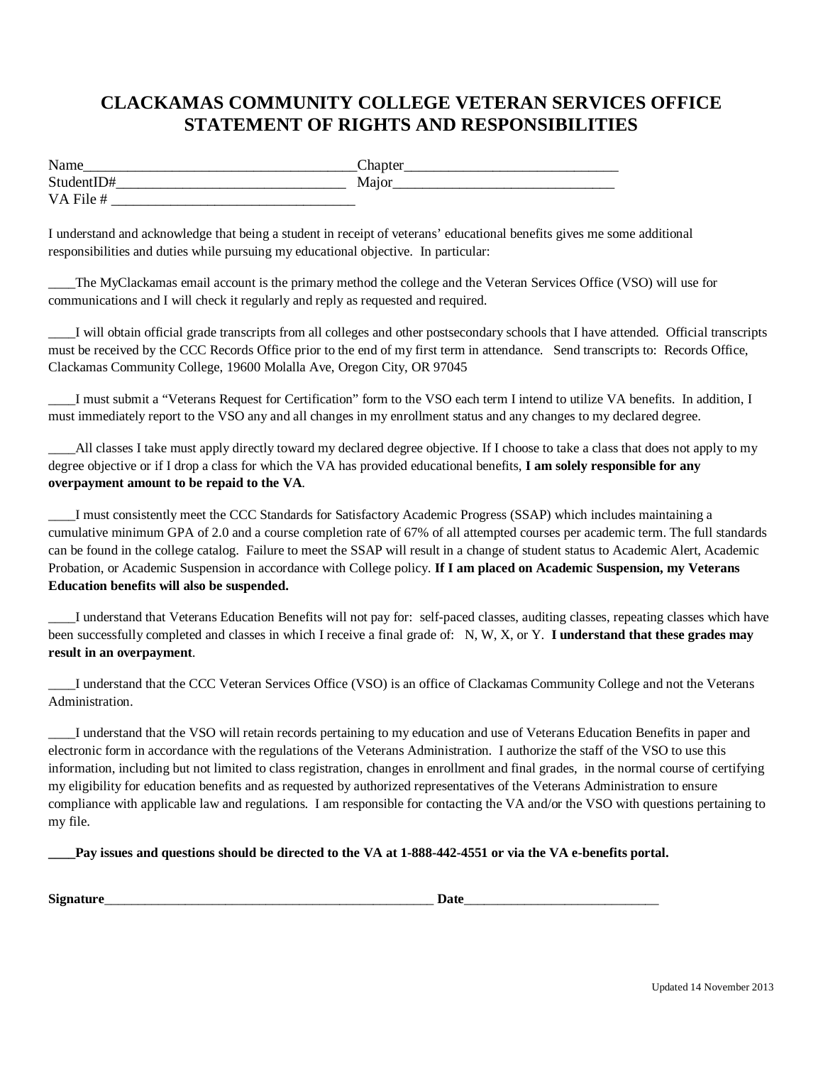# CLACKAMAS COMMUNITY COLLEGE VETERAN SERVICES OFFICE STATEMENT OF RIGHTS AND RESPONSIBILITIES

Name_____________________________________Chapter_____________________________
StudentID#_______________________________ Major______________________________
VA File # ________________________________

I understand and acknowledge that being a student in receipt of veterans' educational benefits gives me some additional responsibilities and duties while pursuing my educational objective. In particular:

____The MyClackamas email account is the primary method the college and the Veteran Services Office (VSO) will use for communications and I will check it regularly and reply as requested and required.

____I will obtain official grade transcripts from all colleges and other postsecondary schools that I have attended. Official transcripts must be received by the CCC Records Office prior to the end of my first term in attendance. Send transcripts to: Records Office, Clackamas Community College, 19600 Molalla Ave, Oregon City, OR 97045

____I must submit a "Veterans Request for Certification" form to the VSO each term I intend to utilize VA benefits. In addition, I must immediately report to the VSO any and all changes in my enrollment status and any changes to my declared degree.

____All classes I take must apply directly toward my declared degree objective. If I choose to take a class that does not apply to my degree objective or if I drop a class for which the VA has provided educational benefits, **I am solely responsible for any overpayment amount to be repaid to the VA**.

____I must consistently meet the CCC Standards for Satisfactory Academic Progress (SSAP) which includes maintaining a cumulative minimum GPA of 2.0 and a course completion rate of 67% of all attempted courses per academic term. The full standards can be found in the college catalog. Failure to meet the SSAP will result in a change of student status to Academic Alert, Academic Probation, or Academic Suspension in accordance with College policy. **If I am placed on Academic Suspension, my Veterans Education benefits will also be suspended.**

____I understand that Veterans Education Benefits will not pay for: self-paced classes, auditing classes, repeating classes which have been successfully completed and classes in which I receive a final grade of: N, W, X, or Y. **I understand that these grades may result in an overpayment**.

____I understand that the CCC Veteran Services Office (VSO) is an office of Clackamas Community College and not the Veterans Administration.

____I understand that the VSO will retain records pertaining to my education and use of Veterans Education Benefits in paper and electronic form in accordance with the regulations of the Veterans Administration. I authorize the staff of the VSO to use this information, including but not limited to class registration, changes in enrollment and final grades, in the normal course of certifying my eligibility for education benefits and as requested by authorized representatives of the Veterans Administration to ensure compliance with applicable law and regulations. I am responsible for contacting the VA and/or the VSO with questions pertaining to my file.

**____Pay issues and questions should be directed to the VA at 1-888-442-4551 or via the VA e-benefits portal.**

**Signature**__________________________________________________ **Date**_____________________________

Updated 14 November 2013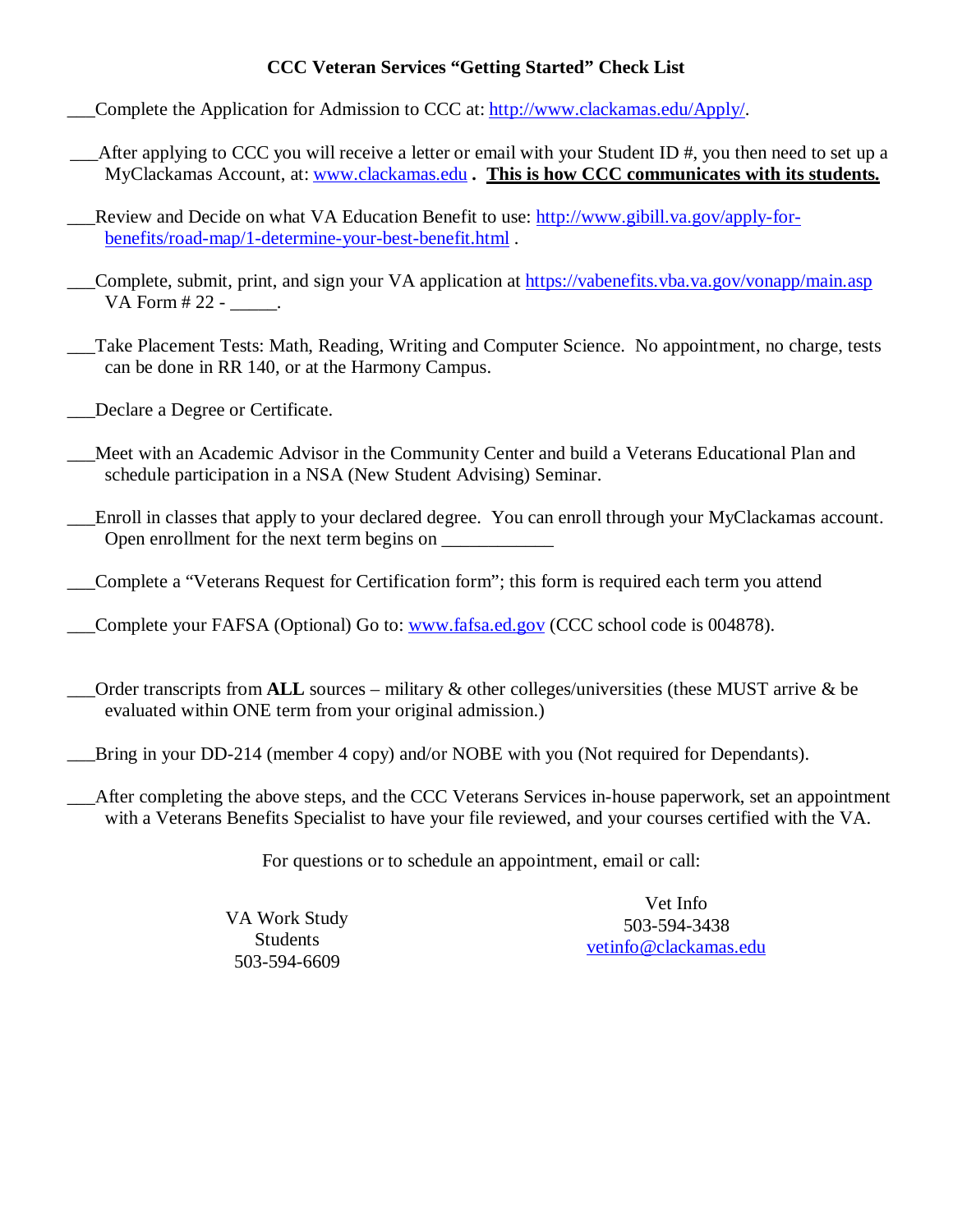**CCC Veteran Services "Getting Started" Check List**

___Complete the Application for Admission to CCC at: http://www.clackamas.edu/Apply/.

___After applying to CCC you will receive a letter or email with your Student ID #, you then need to set up a MyClackamas Account, at: www.clackamas.edu **. <u>This is how CCC communicates with its students.</u>**

___Review and Decide on what VA Education Benefit to use: http://www.gibill.va.gov/apply-for-benefits/road-map/1-determine-your-best-benefit.html .

___Complete, submit, print, and sign your VA application at https://vabenefits.vba.va.gov/vonapp/main.asp VA Form # 22 - _____.

___Take Placement Tests: Math, Reading, Writing and Computer Science. No appointment, no charge, tests can be done in RR 140, or at the Harmony Campus.

___Declare a Degree or Certificate.

___Meet with an Academic Advisor in the Community Center and build a Veterans Educational Plan and schedule participation in a NSA (New Student Advising) Seminar.

___Enroll in classes that apply to your declared degree. You can enroll through your MyClackamas account. Open enrollment for the next term begins on ____________

___Complete a "Veterans Request for Certification form"; this form is required each term you attend

___Complete your FAFSA (Optional) Go to: www.fafsa.ed.gov (CCC school code is 004878).

___Order transcripts from **ALL** sources – military & other colleges/universities (these MUST arrive & be evaluated within ONE term from your original admission.)

___Bring in your DD-214 (member 4 copy) and/or NOBE with you (Not required for Dependants).

___After completing the above steps, and the CCC Veterans Services in-house paperwork, set an appointment with a Veterans Benefits Specialist to have your file reviewed, and your courses certified with the VA.

For questions or to schedule an appointment, email or call:

VA Work Study Students
503-594-6609

Vet Info
503-594-3438
vetinfo@clackamas.edu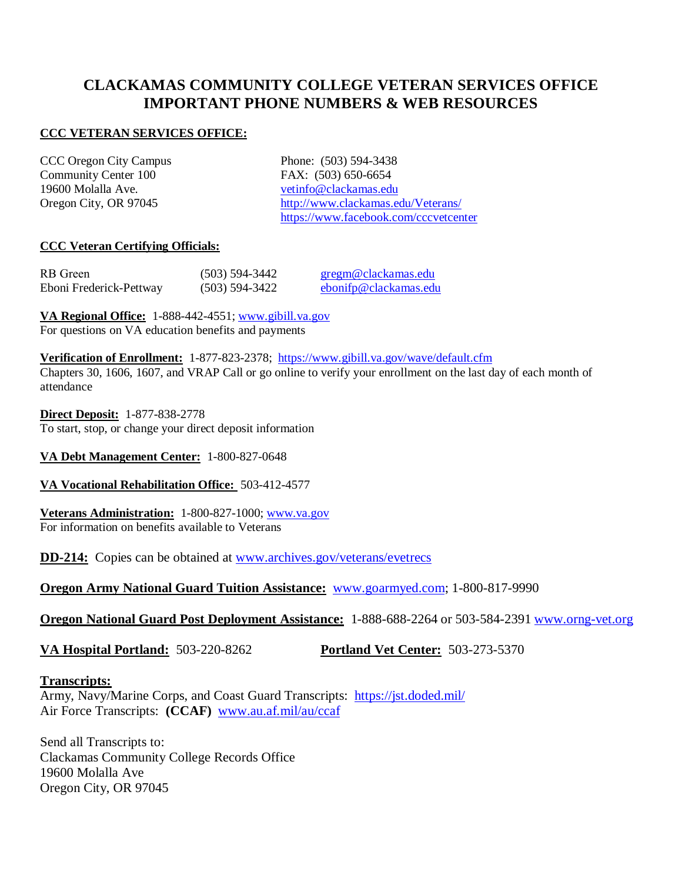# CLACKAMAS COMMUNITY COLLEGE VETERAN SERVICES OFFICE
# IMPORTANT PHONE NUMBERS & WEB RESOURCES

**CCC VETERAN SERVICES OFFICE:**

CCC Oregon City Campus
Community Center 100
19600 Molalla Ave.
Oregon City, OR 97045

Phone: (503) 594-3438
FAX: (503) 650-6654
vetinfo@clackamas.edu
http://www.clackamas.edu/Veterans/
https://www.facebook.com/cccvetcenter

**CCC Veteran Certifying Officials:**

| | | |
|---|---|---|
| RB Green | (503) 594-3442 | gregm@clackamas.edu |
| Eboni Frederick-Pettway | (503) 594-3422 | ebonifp@clackamas.edu |

**VA Regional Office:** 1-888-442-4551; www.gibill.va.gov
For questions on VA education benefits and payments

**Verification of Enrollment:** 1-877-823-2378; https://www.gibill.va.gov/wave/default.cfm
Chapters 30, 1606, 1607, and VRAP Call or go online to verify your enrollment on the last day of each month of attendance

**Direct Deposit:** 1-877-838-2778
To start, stop, or change your direct deposit information

**VA Debt Management Center:** 1-800-827-0648

**VA Vocational Rehabilitation Office:** 503-412-4577

**Veterans Administration:** 1-800-827-1000; www.va.gov
For information on benefits available to Veterans

**DD-214:** Copies can be obtained at www.archives.gov/veterans/evetrecs

**Oregon Army National Guard Tuition Assistance:** www.goarmyed.com; 1-800-817-9990

**Oregon National Guard Post Deployment Assistance:** 1-888-688-2264 or 503-584-2391 www.orng-vet.org

**VA Hospital Portland:** 503-220-8262

**Portland Vet Center:** 503-273-5370

**Transcripts:**
Army, Navy/Marine Corps, and Coast Guard Transcripts: https://jst.doded.mil/
Air Force Transcripts: **(CCAF)** www.au.af.mil/au/ccaf

Send all Transcripts to:
Clackamas Community College Records Office
19600 Molalla Ave
Oregon City, OR 97045